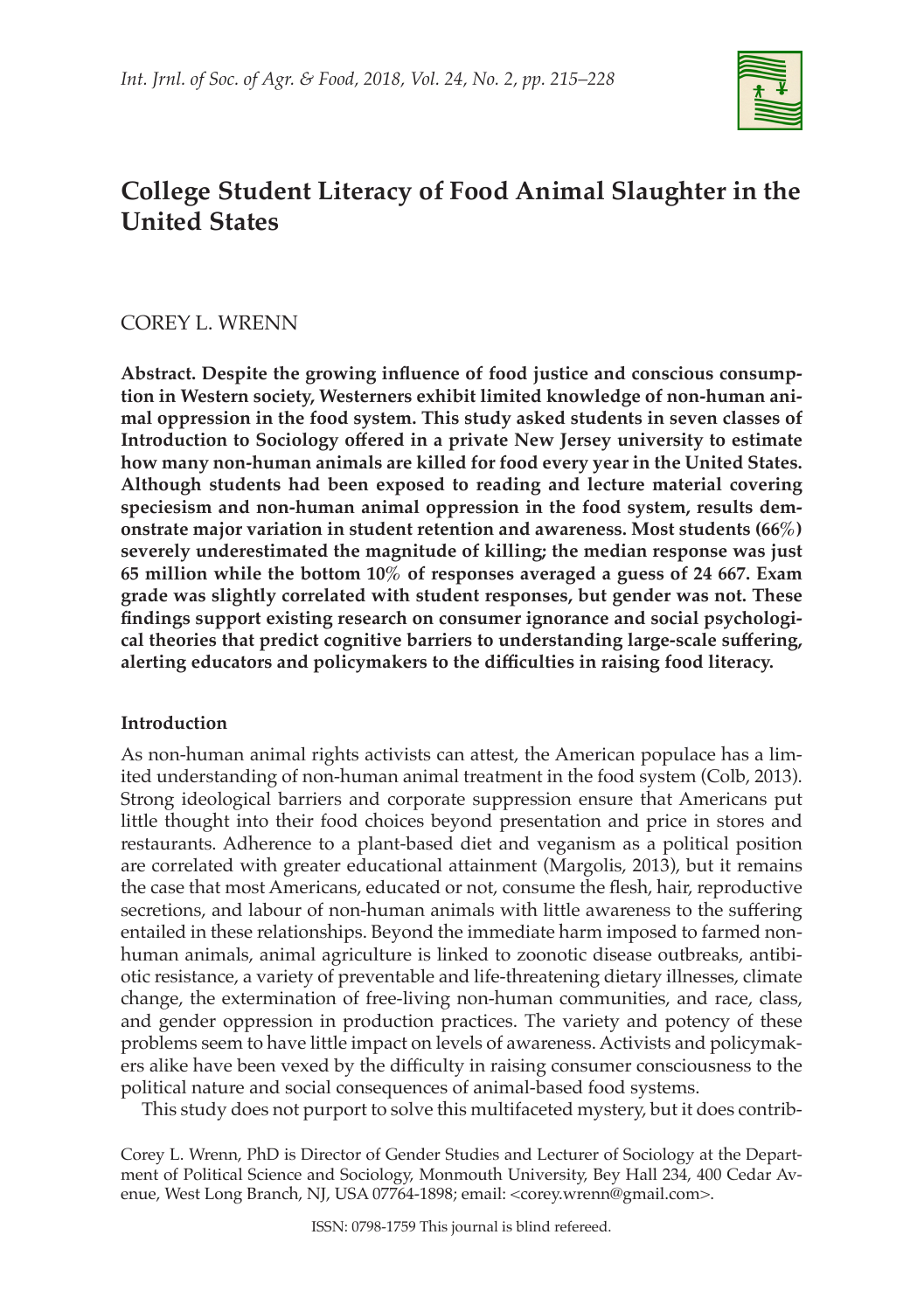# College Student Literacy of Food Animal Slaughter in the United States

COREY L. WRENN

**Abstract. Despite the growing influence of food justice and conscious consumption in Western society, Westerners exhibit limited knowledge of non-human animal oppression in the food system. This study asked students in seven classes of Introduction to Sociology offered in a private New Jersey university to estimate how many non-human animals are killed for food every year in the United States. Although students had been exposed to reading and lecture material covering speciesism and non-human animal oppression in the food system, results demonstrate major variation in student retention and awareness. Most students (66%) severely underestimated the magnitude of killing; the median response was just 65 million while the bottom 10% of responses averaged a guess of 24 667. Exam grade was slightly correlated with student responses, but gender was not. These findings support existing research on consumer ignorance and social psychological theories that predict cognitive barriers to understanding large-scale suffering, alerting educators and policymakers to the difficulties in raising food literacy.**

## Introduction

As non-human animal rights activists can attest, the American populace has a limited understanding of non-human animal treatment in the food system (Colb, 2013). Strong ideological barriers and corporate suppression ensure that Americans put little thought into their food choices beyond presentation and price in stores and restaurants. Adherence to a plant-based diet and veganism as a political position are correlated with greater educational attainment (Margolis, 2013), but it remains the case that most Americans, educated or not, consume the flesh, hair, reproductive secretions, and labour of non-human animals with little awareness to the suffering entailed in these relationships. Beyond the immediate harm imposed to farmed non-human animals, animal agriculture is linked to zoonotic disease outbreaks, antibiotic resistance, a variety of preventable and life-threatening dietary illnesses, climate change, the extermination of free-living non-human communities, and race, class, and gender oppression in production practices. The variety and potency of these problems seem to have little impact on levels of awareness. Activists and policymakers alike have been vexed by the difficulty in raising consumer consciousness to the political nature and social consequences of animal-based food systems.

This study does not purport to solve this multifaceted mystery, but it does contrib-

Corey L. Wrenn, PhD is Director of Gender Studies and Lecturer of Sociology at the Department of Political Science and Sociology, Monmouth University, Bey Hall 234, 400 Cedar Avenue, West Long Branch, NJ, USA 07764-1898; email: <corey.wrenn@gmail.com>.

ISSN: 0798-1759 This journal is blind refereed.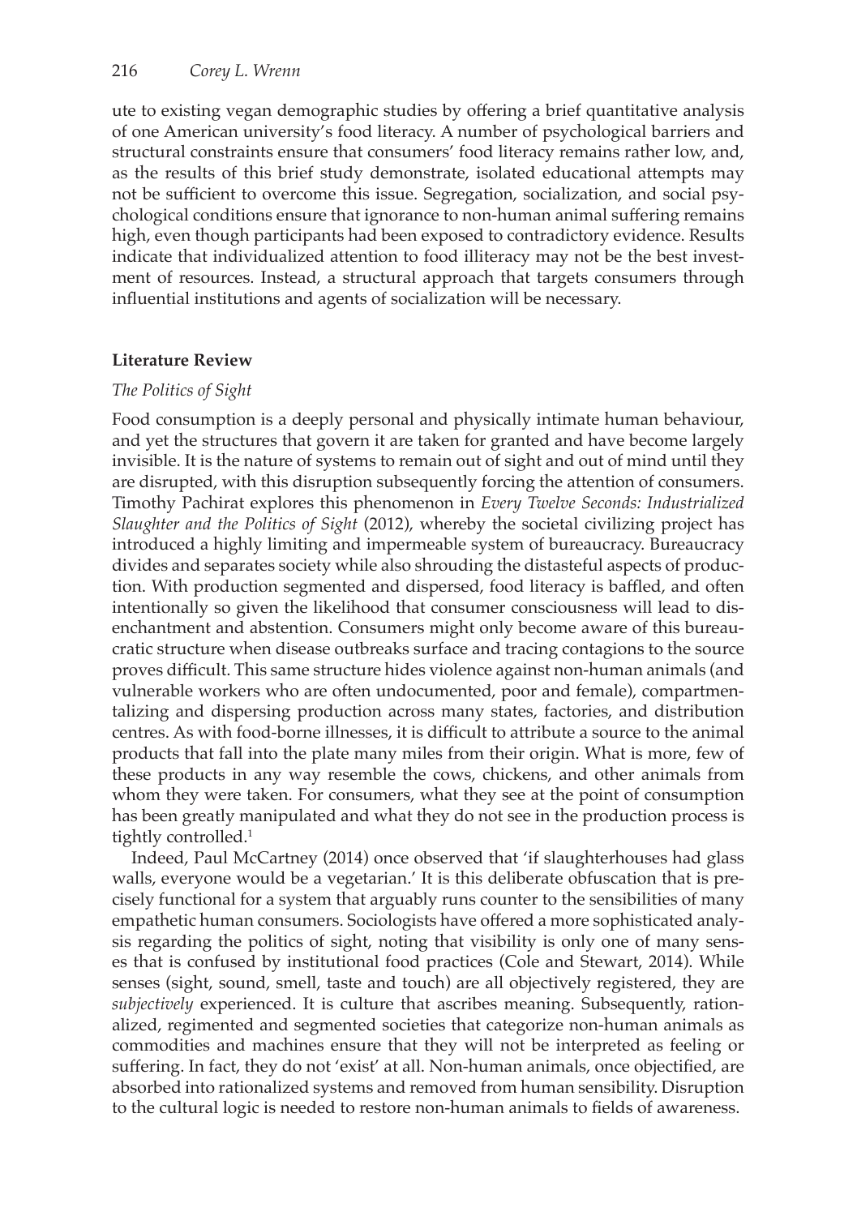ute to existing vegan demographic studies by offering a brief quantitative analysis of one American university's food literacy. A number of psychological barriers and structural constraints ensure that consumers' food literacy remains rather low, and, as the results of this brief study demonstrate, isolated educational attempts may not be sufficient to overcome this issue. Segregation, socialization, and social psychological conditions ensure that ignorance to non-human animal suffering remains high, even though participants had been exposed to contradictory evidence. Results indicate that individualized attention to food illiteracy may not be the best investment of resources. Instead, a structural approach that targets consumers through influential institutions and agents of socialization will be necessary.

## Literature Review

### *The Politics of Sight*

Food consumption is a deeply personal and physically intimate human behaviour, and yet the structures that govern it are taken for granted and have become largely invisible. It is the nature of systems to remain out of sight and out of mind until they are disrupted, with this disruption subsequently forcing the attention of consumers. Timothy Pachirat explores this phenomenon in *Every Twelve Seconds: Industrialized Slaughter and the Politics of Sight* (2012), whereby the societal civilizing project has introduced a highly limiting and impermeable system of bureaucracy. Bureaucracy divides and separates society while also shrouding the distasteful aspects of production. With production segmented and dispersed, food literacy is baffled, and often intentionally so given the likelihood that consumer consciousness will lead to disenchantment and abstention. Consumers might only become aware of this bureaucratic structure when disease outbreaks surface and tracing contagions to the source proves difficult. This same structure hides violence against non-human animals (and vulnerable workers who are often undocumented, poor and female), compartmentalizing and dispersing production across many states, factories, and distribution centres. As with food-borne illnesses, it is difficult to attribute a source to the animal products that fall into the plate many miles from their origin. What is more, few of these products in any way resemble the cows, chickens, and other animals from whom they were taken. For consumers, what they see at the point of consumption has been greatly manipulated and what they do not see in the production process is tightly controlled.[1]

Indeed, Paul McCartney (2014) once observed that 'if slaughterhouses had glass walls, everyone would be a vegetarian.' It is this deliberate obfuscation that is precisely functional for a system that arguably runs counter to the sensibilities of many empathetic human consumers. Sociologists have offered a more sophisticated analysis regarding the politics of sight, noting that visibility is only one of many senses that is confused by institutional food practices (Cole and Stewart, 2014). While senses (sight, sound, smell, taste and touch) are all objectively registered, they are *subjectively* experienced. It is culture that ascribes meaning. Subsequently, rationalized, regimented and segmented societies that categorize non-human animals as commodities and machines ensure that they will not be interpreted as feeling or suffering. In fact, they do not 'exist' at all. Non-human animals, once objectified, are absorbed into rationalized systems and removed from human sensibility. Disruption to the cultural logic is needed to restore non-human animals to fields of awareness.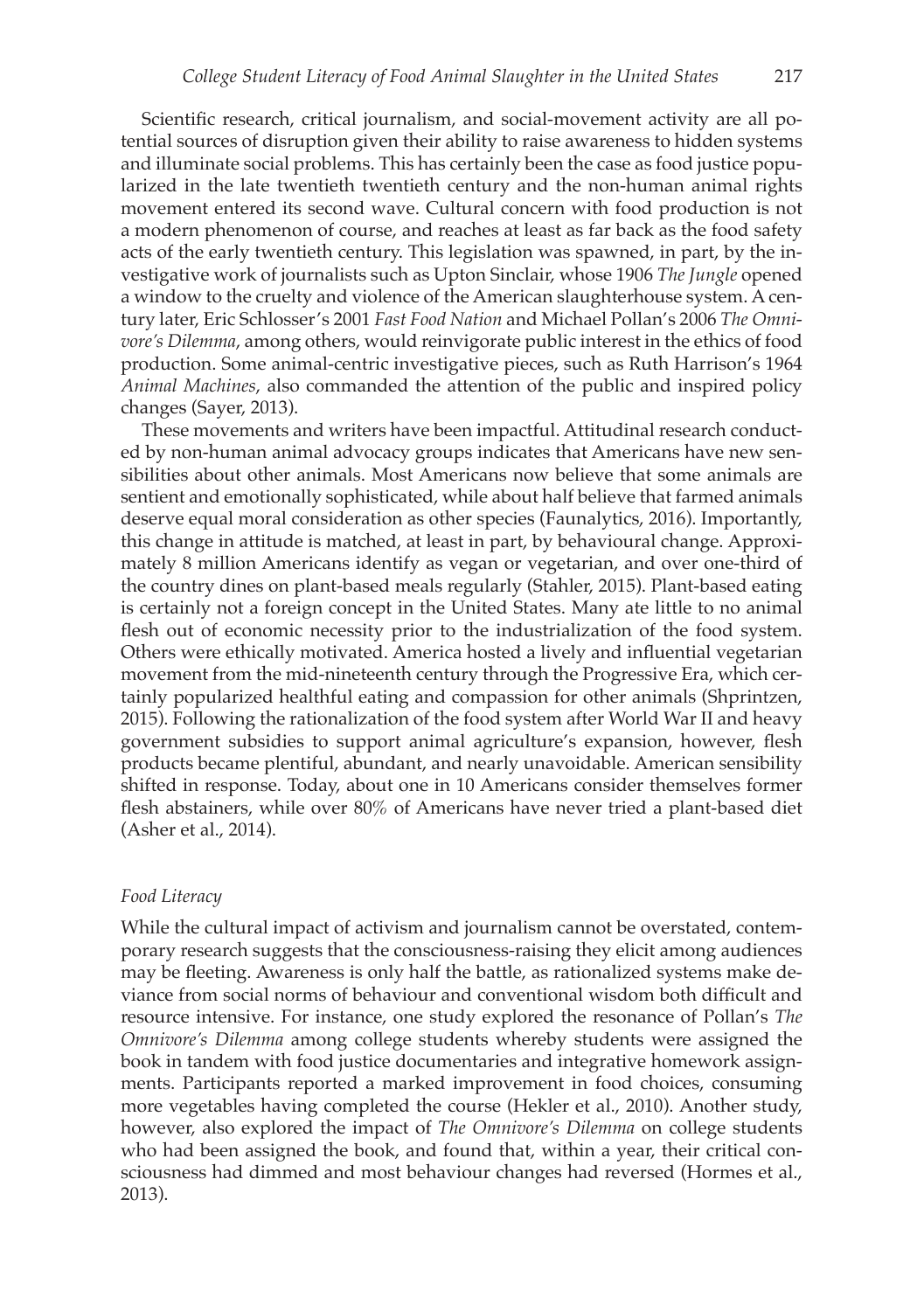Scientific research, critical journalism, and social-movement activity are all potential sources of disruption given their ability to raise awareness to hidden systems and illuminate social problems. This has certainly been the case as food justice popularized in the late twentieth twentieth century and the non-human animal rights movement entered its second wave. Cultural concern with food production is not a modern phenomenon of course, and reaches at least as far back as the food safety acts of the early twentieth century. This legislation was spawned, in part, by the investigative work of journalists such as Upton Sinclair, whose 1906 *The Jungle* opened a window to the cruelty and violence of the American slaughterhouse system. A century later, Eric Schlosser's 2001 *Fast Food Nation* and Michael Pollan's 2006 *The Omnivore's Dilemma*, among others, would reinvigorate public interest in the ethics of food production. Some animal-centric investigative pieces, such as Ruth Harrison's 1964 *Animal Machines*, also commanded the attention of the public and inspired policy changes (Sayer, 2013).

These movements and writers have been impactful. Attitudinal research conducted by non-human animal advocacy groups indicates that Americans have new sensibilities about other animals. Most Americans now believe that some animals are sentient and emotionally sophisticated, while about half believe that farmed animals deserve equal moral consideration as other species (Faunalytics, 2016). Importantly, this change in attitude is matched, at least in part, by behavioural change. Approximately 8 million Americans identify as vegan or vegetarian, and over one-third of the country dines on plant-based meals regularly (Stahler, 2015). Plant-based eating is certainly not a foreign concept in the United States. Many ate little to no animal flesh out of economic necessity prior to the industrialization of the food system. Others were ethically motivated. America hosted a lively and influential vegetarian movement from the mid-nineteenth century through the Progressive Era, which certainly popularized healthful eating and compassion for other animals (Shprintzen, 2015). Following the rationalization of the food system after World War II and heavy government subsidies to support animal agriculture's expansion, however, flesh products became plentiful, abundant, and nearly unavoidable. American sensibility shifted in response. Today, about one in 10 Americans consider themselves former flesh abstainers, while over 80% of Americans have never tried a plant-based diet (Asher et al., 2014).

### *Food Literacy*

While the cultural impact of activism and journalism cannot be overstated, contemporary research suggests that the consciousness-raising they elicit among audiences may be fleeting. Awareness is only half the battle, as rationalized systems make deviance from social norms of behaviour and conventional wisdom both difficult and resource intensive. For instance, one study explored the resonance of Pollan's *The Omnivore's Dilemma* among college students whereby students were assigned the book in tandem with food justice documentaries and integrative homework assignments. Participants reported a marked improvement in food choices, consuming more vegetables having completed the course (Hekler et al., 2010). Another study, however, also explored the impact of *The Omnivore's Dilemma* on college students who had been assigned the book, and found that, within a year, their critical consciousness had dimmed and most behaviour changes had reversed (Hormes et al., 2013).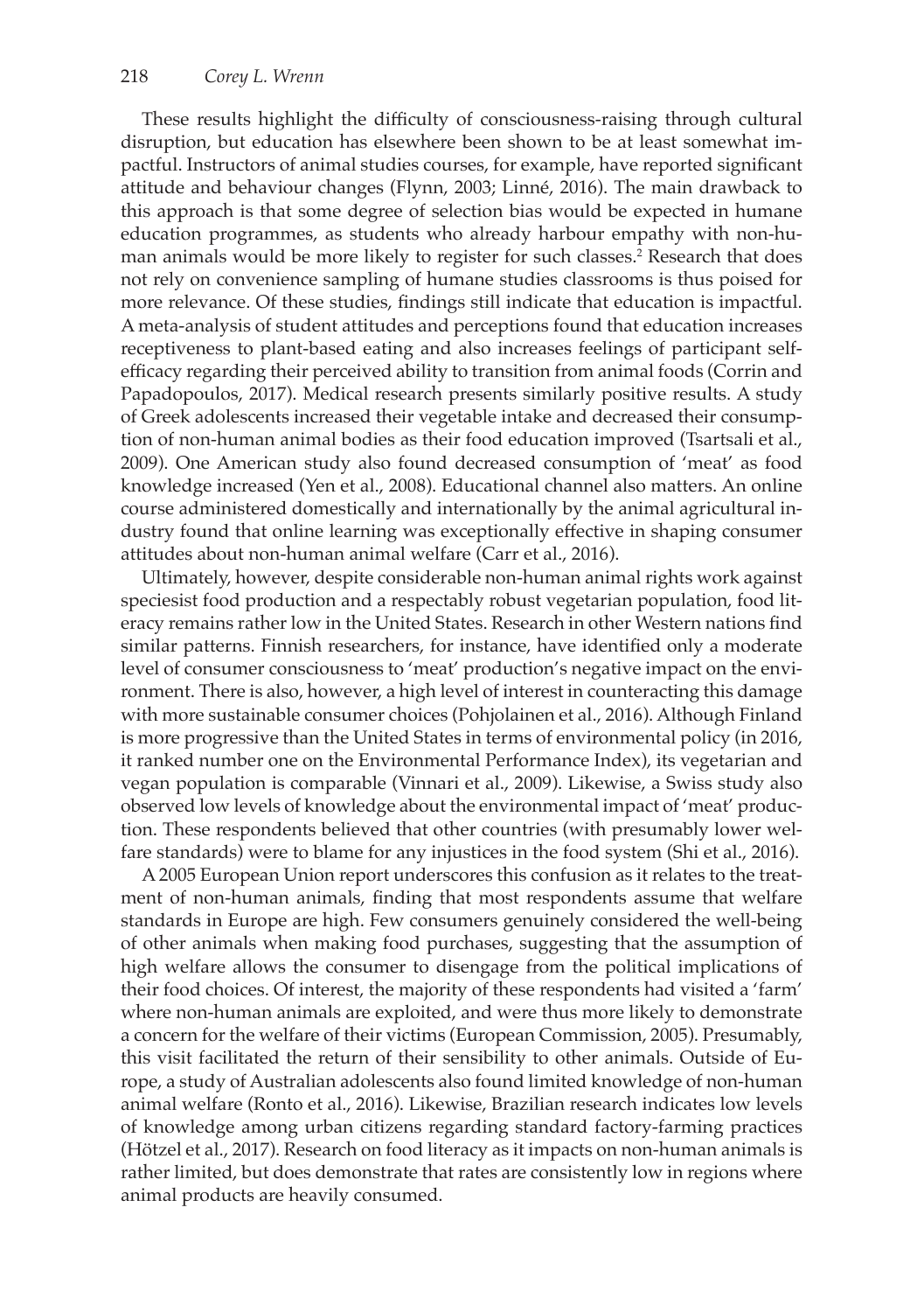These results highlight the difficulty of consciousness-raising through cultural disruption, but education has elsewhere been shown to be at least somewhat impactful. Instructors of animal studies courses, for example, have reported significant attitude and behaviour changes (Flynn, 2003; Linné, 2016). The main drawback to this approach is that some degree of selection bias would be expected in humane education programmes, as students who already harbour empathy with non-human animals would be more likely to register for such classes.[2] Research that does not rely on convenience sampling of humane studies classrooms is thus poised for more relevance. Of these studies, findings still indicate that education is impactful. A meta-analysis of student attitudes and perceptions found that education increases receptiveness to plant-based eating and also increases feelings of participant self-efficacy regarding their perceived ability to transition from animal foods (Corrin and Papadopoulos, 2017). Medical research presents similarly positive results. A study of Greek adolescents increased their vegetable intake and decreased their consumption of non-human animal bodies as their food education improved (Tsartsali et al., 2009). One American study also found decreased consumption of 'meat' as food knowledge increased (Yen et al., 2008). Educational channel also matters. An online course administered domestically and internationally by the animal agricultural industry found that online learning was exceptionally effective in shaping consumer attitudes about non-human animal welfare (Carr et al., 2016).

Ultimately, however, despite considerable non-human animal rights work against speciesist food production and a respectably robust vegetarian population, food literacy remains rather low in the United States. Research in other Western nations find similar patterns. Finnish researchers, for instance, have identified only a moderate level of consumer consciousness to 'meat' production's negative impact on the environment. There is also, however, a high level of interest in counteracting this damage with more sustainable consumer choices (Pohjolainen et al., 2016). Although Finland is more progressive than the United States in terms of environmental policy (in 2016, it ranked number one on the Environmental Performance Index), its vegetarian and vegan population is comparable (Vinnari et al., 2009). Likewise, a Swiss study also observed low levels of knowledge about the environmental impact of 'meat' production. These respondents believed that other countries (with presumably lower welfare standards) were to blame for any injustices in the food system (Shi et al., 2016).

A 2005 European Union report underscores this confusion as it relates to the treatment of non-human animals, finding that most respondents assume that welfare standards in Europe are high. Few consumers genuinely considered the well-being of other animals when making food purchases, suggesting that the assumption of high welfare allows the consumer to disengage from the political implications of their food choices. Of interest, the majority of these respondents had visited a 'farm' where non-human animals are exploited, and were thus more likely to demonstrate a concern for the welfare of their victims (European Commission, 2005). Presumably, this visit facilitated the return of their sensibility to other animals. Outside of Europe, a study of Australian adolescents also found limited knowledge of non-human animal welfare (Ronto et al., 2016). Likewise, Brazilian research indicates low levels of knowledge among urban citizens regarding standard factory-farming practices (Hötzel et al., 2017). Research on food literacy as it impacts on non-human animals is rather limited, but does demonstrate that rates are consistently low in regions where animal products are heavily consumed.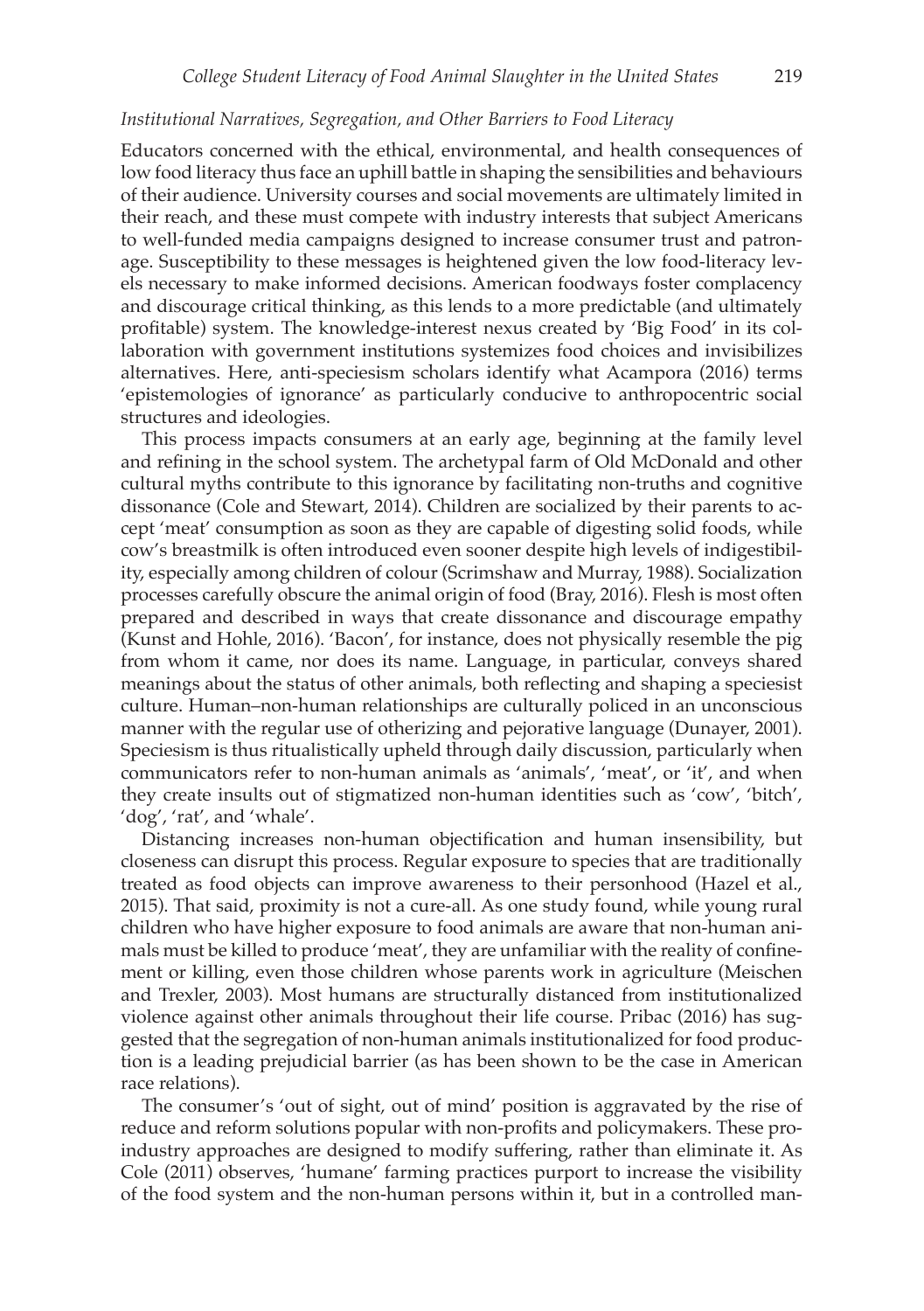### *Institutional Narratives, Segregation, and Other Barriers to Food Literacy*

Educators concerned with the ethical, environmental, and health consequences of low food literacy thus face an uphill battle in shaping the sensibilities and behaviours of their audience. University courses and social movements are ultimately limited in their reach, and these must compete with industry interests that subject Americans to well-funded media campaigns designed to increase consumer trust and patronage. Susceptibility to these messages is heightened given the low food-literacy levels necessary to make informed decisions. American foodways foster complacency and discourage critical thinking, as this lends to a more predictable (and ultimately profitable) system. The knowledge-interest nexus created by 'Big Food' in its collaboration with government institutions systemizes food choices and invisibilizes alternatives. Here, anti-speciesism scholars identify what Acampora (2016) terms 'epistemologies of ignorance' as particularly conducive to anthropocentric social structures and ideologies.

This process impacts consumers at an early age, beginning at the family level and refining in the school system. The archetypal farm of Old McDonald and other cultural myths contribute to this ignorance by facilitating non-truths and cognitive dissonance (Cole and Stewart, 2014). Children are socialized by their parents to accept 'meat' consumption as soon as they are capable of digesting solid foods, while cow's breastmilk is often introduced even sooner despite high levels of indigestibility, especially among children of colour (Scrimshaw and Murray, 1988). Socialization processes carefully obscure the animal origin of food (Bray, 2016). Flesh is most often prepared and described in ways that create dissonance and discourage empathy (Kunst and Hohle, 2016). 'Bacon', for instance, does not physically resemble the pig from whom it came, nor does its name. Language, in particular, conveys shared meanings about the status of other animals, both reflecting and shaping a speciesist culture. Human–non-human relationships are culturally policed in an unconscious manner with the regular use of otherizing and pejorative language (Dunayer, 2001). Speciesism is thus ritualistically upheld through daily discussion, particularly when communicators refer to non-human animals as 'animals', 'meat', or 'it', and when they create insults out of stigmatized non-human identities such as 'cow', 'bitch', 'dog', 'rat', and 'whale'.

Distancing increases non-human objectification and human insensibility, but closeness can disrupt this process. Regular exposure to species that are traditionally treated as food objects can improve awareness to their personhood (Hazel et al., 2015). That said, proximity is not a cure-all. As one study found, while young rural children who have higher exposure to food animals are aware that non-human animals must be killed to produce 'meat', they are unfamiliar with the reality of confinement or killing, even those children whose parents work in agriculture (Meischen and Trexler, 2003). Most humans are structurally distanced from institutionalized violence against other animals throughout their life course. Pribac (2016) has suggested that the segregation of non-human animals institutionalized for food production is a leading prejudicial barrier (as has been shown to be the case in American race relations).

The consumer's 'out of sight, out of mind' position is aggravated by the rise of reduce and reform solutions popular with non-profits and policymakers. These pro-industry approaches are designed to modify suffering, rather than eliminate it. As Cole (2011) observes, 'humane' farming practices purport to increase the visibility of the food system and the non-human persons within it, but in a controlled man-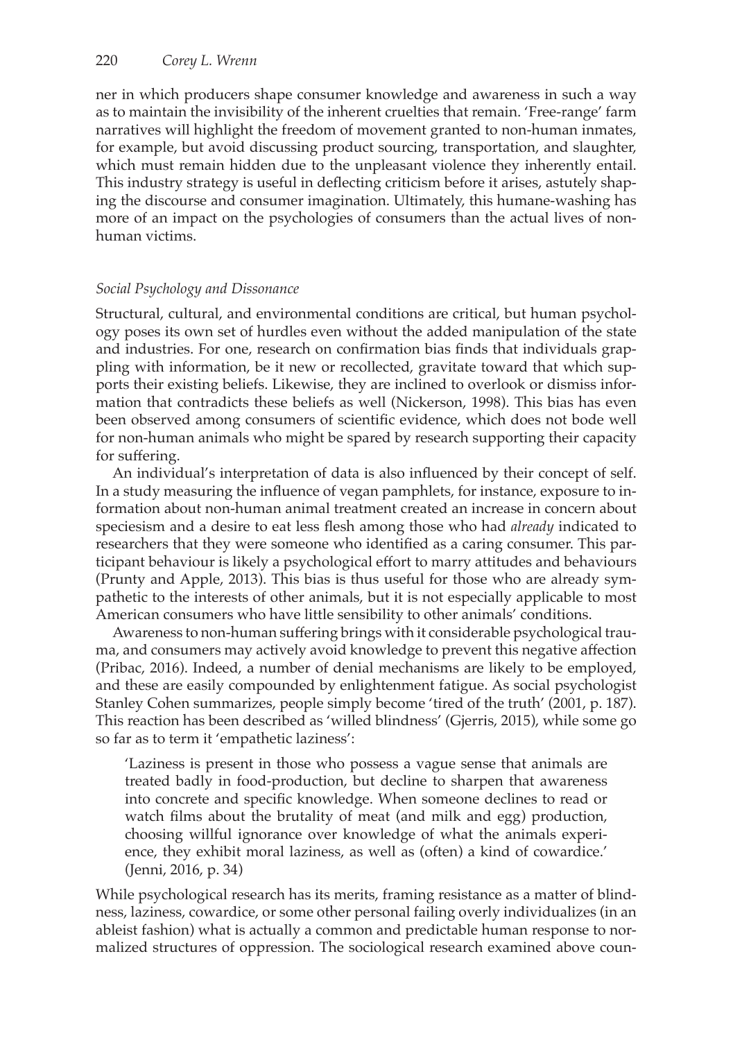ner in which producers shape consumer knowledge and awareness in such a way as to maintain the invisibility of the inherent cruelties that remain. 'Free-range' farm narratives will highlight the freedom of movement granted to non-human inmates, for example, but avoid discussing product sourcing, transportation, and slaughter, which must remain hidden due to the unpleasant violence they inherently entail. This industry strategy is useful in deflecting criticism before it arises, astutely shaping the discourse and consumer imagination. Ultimately, this humane-washing has more of an impact on the psychologies of consumers than the actual lives of non-human victims.

### *Social Psychology and Dissonance*

Structural, cultural, and environmental conditions are critical, but human psychology poses its own set of hurdles even without the added manipulation of the state and industries. For one, research on confirmation bias finds that individuals grappling with information, be it new or recollected, gravitate toward that which supports their existing beliefs. Likewise, they are inclined to overlook or dismiss information that contradicts these beliefs as well (Nickerson, 1998). This bias has even been observed among consumers of scientific evidence, which does not bode well for non-human animals who might be spared by research supporting their capacity for suffering.

An individual's interpretation of data is also influenced by their concept of self. In a study measuring the influence of vegan pamphlets, for instance, exposure to information about non-human animal treatment created an increase in concern about speciesism and a desire to eat less flesh among those who had *already* indicated to researchers that they were someone who identified as a caring consumer. This participant behaviour is likely a psychological effort to marry attitudes and behaviours (Prunty and Apple, 2013). This bias is thus useful for those who are already sympathetic to the interests of other animals, but it is not especially applicable to most American consumers who have little sensibility to other animals' conditions.

Awareness to non-human suffering brings with it considerable psychological trauma, and consumers may actively avoid knowledge to prevent this negative affection (Pribac, 2016). Indeed, a number of denial mechanisms are likely to be employed, and these are easily compounded by enlightenment fatigue. As social psychologist Stanley Cohen summarizes, people simply become 'tired of the truth' (2001, p. 187). This reaction has been described as 'willed blindness' (Gjerris, 2015), while some go so far as to term it 'empathetic laziness':

> 'Laziness is present in those who possess a vague sense that animals are treated badly in food-production, but decline to sharpen that awareness into concrete and specific knowledge. When someone declines to read or watch films about the brutality of meat (and milk and egg) production, choosing willful ignorance over knowledge of what the animals experience, they exhibit moral laziness, as well as (often) a kind of cowardice.' (Jenni, 2016, p. 34)

While psychological research has its merits, framing resistance as a matter of blindness, laziness, cowardice, or some other personal failing overly individualizes (in an ableist fashion) what is actually a common and predictable human response to normalized structures of oppression. The sociological research examined above coun-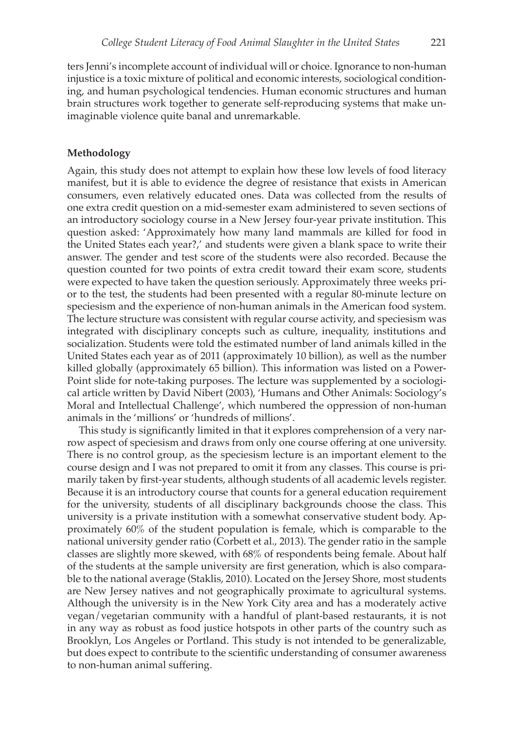ters Jenni's incomplete account of individual will or choice. Ignorance to non-human injustice is a toxic mixture of political and economic interests, sociological conditioning, and human psychological tendencies. Human economic structures and human brain structures work together to generate self-reproducing systems that make unimaginable violence quite banal and unremarkable.

## Methodology

Again, this study does not attempt to explain how these low levels of food literacy manifest, but it is able to evidence the degree of resistance that exists in American consumers, even relatively educated ones. Data was collected from the results of one extra credit question on a mid-semester exam administered to seven sections of an introductory sociology course in a New Jersey four-year private institution. This question asked: 'Approximately how many land mammals are killed for food in the United States each year?,' and students were given a blank space to write their answer. The gender and test score of the students were also recorded. Because the question counted for two points of extra credit toward their exam score, students were expected to have taken the question seriously. Approximately three weeks prior to the test, the students had been presented with a regular 80-minute lecture on speciesism and the experience of non-human animals in the American food system. The lecture structure was consistent with regular course activity, and speciesism was integrated with disciplinary concepts such as culture, inequality, institutions and socialization. Students were told the estimated number of land animals killed in the United States each year as of 2011 (approximately 10 billion), as well as the number killed globally (approximately 65 billion). This information was listed on a PowerPoint slide for note-taking purposes. The lecture was supplemented by a sociological article written by David Nibert (2003), 'Humans and Other Animals: Sociology's Moral and Intellectual Challenge', which numbered the oppression of non-human animals in the 'millions' or 'hundreds of millions'.

This study is significantly limited in that it explores comprehension of a very narrow aspect of speciesism and draws from only one course offering at one university. There is no control group, as the speciesism lecture is an important element to the course design and I was not prepared to omit it from any classes. This course is primarily taken by first-year students, although students of all academic levels register. Because it is an introductory course that counts for a general education requirement for the university, students of all disciplinary backgrounds choose the class. This university is a private institution with a somewhat conservative student body. Approximately 60% of the student population is female, which is comparable to the national university gender ratio (Corbett et al., 2013). The gender ratio in the sample classes are slightly more skewed, with 68% of respondents being female. About half of the students at the sample university are first generation, which is also comparable to the national average (Staklis, 2010). Located on the Jersey Shore, most students are New Jersey natives and not geographically proximate to agricultural systems. Although the university is in the New York City area and has a moderately active vegan/vegetarian community with a handful of plant-based restaurants, it is not in any way as robust as food justice hotspots in other parts of the country such as Brooklyn, Los Angeles or Portland. This study is not intended to be generalizable, but does expect to contribute to the scientific understanding of consumer awareness to non-human animal suffering.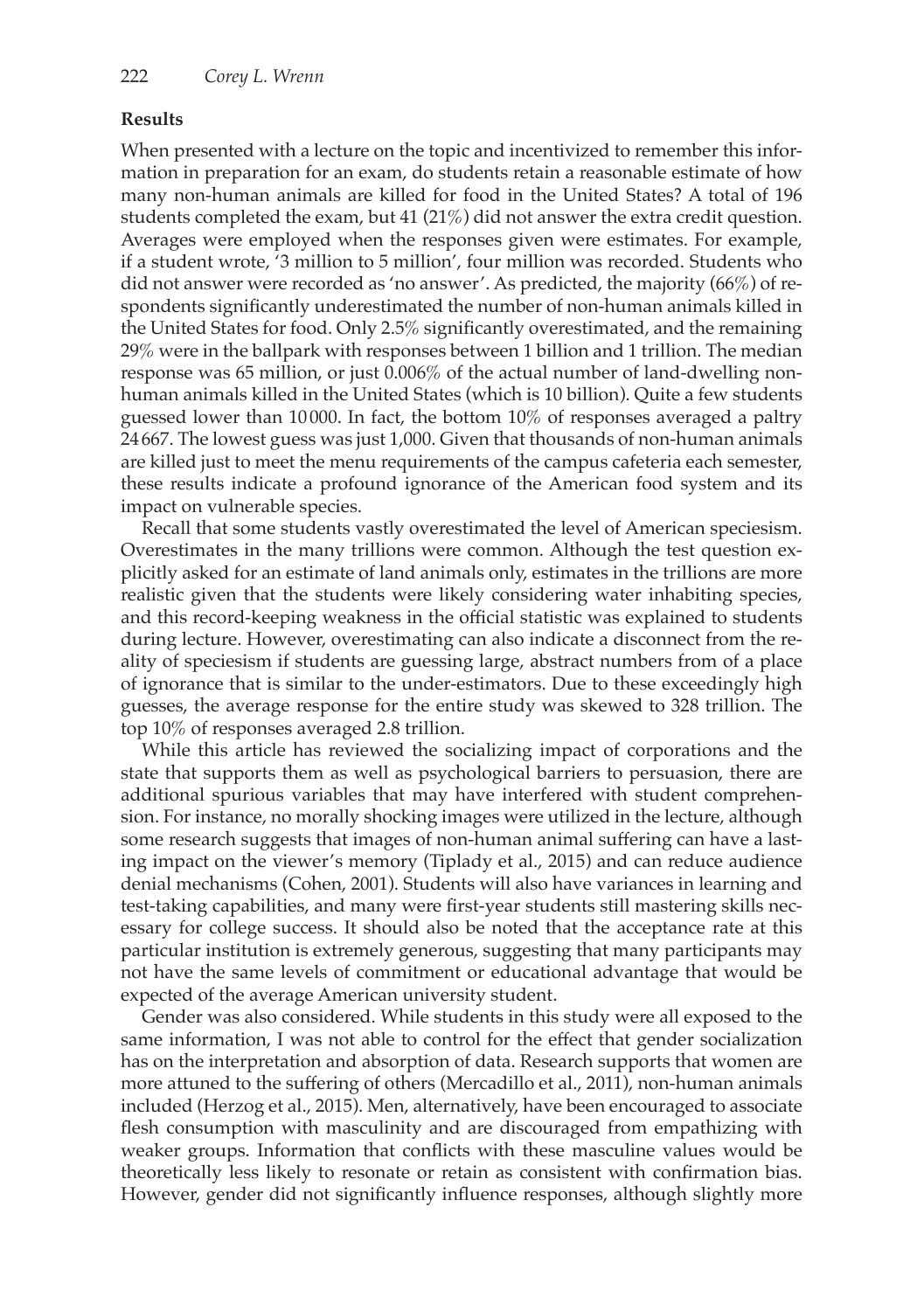### Results

When presented with a lecture on the topic and incentivized to remember this information in preparation for an exam, do students retain a reasonable estimate of how many non-human animals are killed for food in the United States? A total of 196 students completed the exam, but 41 (21%) did not answer the extra credit question. Averages were employed when the responses given were estimates. For example, if a student wrote, '3 million to 5 million', four million was recorded. Students who did not answer were recorded as 'no answer'. As predicted, the majority (66%) of respondents significantly underestimated the number of non-human animals killed in the United States for food. Only 2.5% significantly overestimated, and the remaining 29% were in the ballpark with responses between 1 billion and 1 trillion. The median response was 65 million, or just 0.006% of the actual number of land-dwelling non-human animals killed in the United States (which is 10 billion). Quite a few students guessed lower than 10 000. In fact, the bottom 10% of responses averaged a paltry 24 667. The lowest guess was just 1,000. Given that thousands of non-human animals are killed just to meet the menu requirements of the campus cafeteria each semester, these results indicate a profound ignorance of the American food system and its impact on vulnerable species.

Recall that some students vastly overestimated the level of American speciesism. Overestimates in the many trillions were common. Although the test question explicitly asked for an estimate of land animals only, estimates in the trillions are more realistic given that the students were likely considering water inhabiting species, and this record-keeping weakness in the official statistic was explained to students during lecture. However, overestimating can also indicate a disconnect from the reality of speciesism if students are guessing large, abstract numbers from of a place of ignorance that is similar to the under-estimators. Due to these exceedingly high guesses, the average response for the entire study was skewed to 328 trillion. The top 10% of responses averaged 2.8 trillion.

While this article has reviewed the socializing impact of corporations and the state that supports them as well as psychological barriers to persuasion, there are additional spurious variables that may have interfered with student comprehension. For instance, no morally shocking images were utilized in the lecture, although some research suggests that images of non-human animal suffering can have a lasting impact on the viewer's memory (Tiplady et al., 2015) and can reduce audience denial mechanisms (Cohen, 2001). Students will also have variances in learning and test-taking capabilities, and many were first-year students still mastering skills necessary for college success. It should also be noted that the acceptance rate at this particular institution is extremely generous, suggesting that many participants may not have the same levels of commitment or educational advantage that would be expected of the average American university student.

Gender was also considered. While students in this study were all exposed to the same information, I was not able to control for the effect that gender socialization has on the interpretation and absorption of data. Research supports that women are more attuned to the suffering of others (Mercadillo et al., 2011), non-human animals included (Herzog et al., 2015). Men, alternatively, have been encouraged to associate flesh consumption with masculinity and are discouraged from empathizing with weaker groups. Information that conflicts with these masculine values would be theoretically less likely to resonate or retain as consistent with confirmation bias. However, gender did not significantly influence responses, although slightly more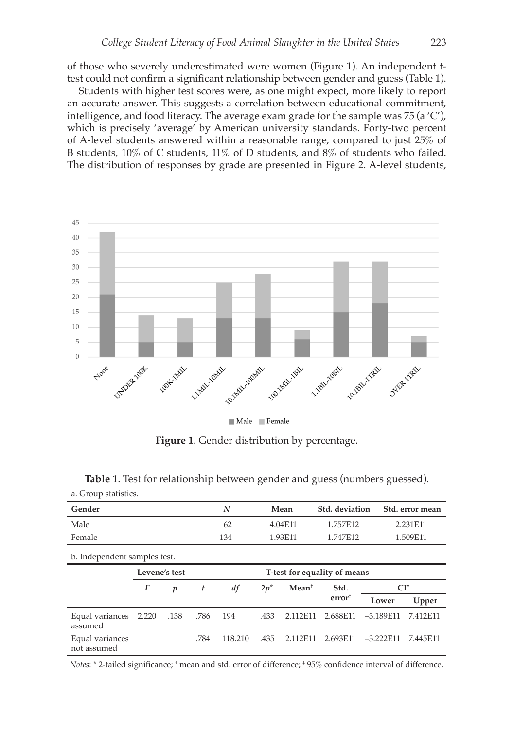of those who severely underestimated were women (Figure 1). An independent t-test could not confirm a significant relationship between gender and guess (Table 1).

Students with higher test scores were, as one might expect, more likely to report an accurate answer. This suggests a correlation between educational commitment, intelligence, and food literacy. The average exam grade for the sample was 75 (a 'C'), which is precisely 'average' by American university standards. Forty-two percent of A-level students answered within a reasonable range, compared to just 25% of B students, 10% of C students, 11% of D students, and 8% of students who failed. The distribution of responses by grade are presented in Figure 2. A-level students,

**Figure 1**. Gender distribution by percentage.

**Table 1**. Test for relationship between gender and guess (numbers guessed).

a. Group statistics.

| Gender | *N* | Mean | Std. deviation | Std. error mean |
|---|---|---|---|---|
| Male | 62 | 4.04E11 | 1.757E12 | 2.231E11 |
| Female | 134 | 1.93E11 | 1.747E12 | 1.509E11 |

b. Independent samples test.

| | Levene's test | | T-test for equality of means | | | | | | |
|---|---|---|---|---|---|---|---|---|---|
| | *F* | *p* | *t* | *df* | 2*p*\* | Mean† | Std. error† | CI‡ Lower | CI‡ Upper |
| Equal variances assumed | 2.220 | .138 | .786 | 194 | .433 | 2.112E11 | 2.688E11 | –3.189E11 | 7.412E11 |
| Equal variances not assumed | | | .784 | 118.210 | .435 | 2.112E11 | 2.693E11 | –3.222E11 | 7.445E11 |

*Notes*: \* 2-tailed significance; † mean and std. error of difference; ‡ 95% confidence interval of difference.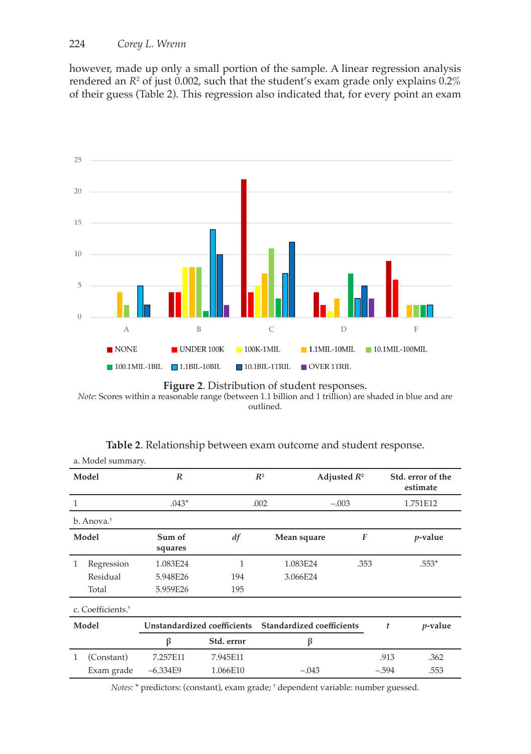however, made up only a small portion of the sample. A linear regression analysis rendered an $R^2$ of just 0.002, such that the student's exam grade only explains 0.2% of their guess (Table 2). This regression also indicated that, for every point an exam

**Figure 2**. Distribution of student responses.

*Note*: Scores within a reasonable range (between 1.1 billion and 1 trillion) are shaded in blue and are outlined.

**Table 2**. Relationship between exam outcome and student response.

a. Model summary.

| Model | $R$ | $R^2$ | Adjusted $R^2$ | Std. error of the estimate |
|---|---|---|---|---|
| 1 | .043* | .002 | –.003 | 1.751E12 |

b. Anova.†

| Model | | Sum of squares | $df$ | Mean square | $F$ | $p$-value |
|---|---|---|---|---|---|---|
| 1 | Regression | 1.083E24 | 1 | 1.083E24 | .353 | .553* |
| | Residual | 5.948E26 | 194 | 3.066E24 | | |
| | Total | 5.959E26 | 195 | | | |

c. Coefficients.†

| Model | | Unstandardized coefficients | | Standardized coefficients | $t$ | $p$-value |
|---|---|---|---|---|---|---|
| | | β | Std. error | β | | |
| 1 | (Constant) | 7.257E11 | 7.945E11 | | .913 | .362 |
| | Exam grade | –6.334E9 | 1.066E10 | –.043 | –.594 | .553 |

*Notes*: * predictors: (constant), exam grade; † dependent variable: number guessed.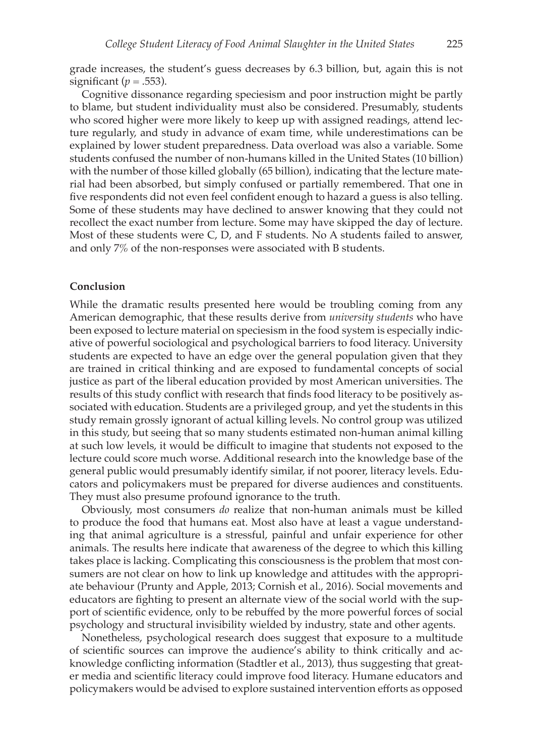grade increases, the student's guess decreases by 6.3 billion, but, again this is not significant ($p = .553$).

Cognitive dissonance regarding speciesism and poor instruction might be partly to blame, but student individuality must also be considered. Presumably, students who scored higher were more likely to keep up with assigned readings, attend lecture regularly, and study in advance of exam time, while underestimations can be explained by lower student preparedness. Data overload was also a variable. Some students confused the number of non-humans killed in the United States (10 billion) with the number of those killed globally (65 billion), indicating that the lecture material had been absorbed, but simply confused or partially remembered. That one in five respondents did not even feel confident enough to hazard a guess is also telling. Some of these students may have declined to answer knowing that they could not recollect the exact number from lecture. Some may have skipped the day of lecture. Most of these students were C, D, and F students. No A students failed to answer, and only 7% of the non-responses were associated with B students.

## Conclusion

While the dramatic results presented here would be troubling coming from any American demographic, that these results derive from *university students* who have been exposed to lecture material on speciesism in the food system is especially indicative of powerful sociological and psychological barriers to food literacy. University students are expected to have an edge over the general population given that they are trained in critical thinking and are exposed to fundamental concepts of social justice as part of the liberal education provided by most American universities. The results of this study conflict with research that finds food literacy to be positively associated with education. Students are a privileged group, and yet the students in this study remain grossly ignorant of actual killing levels. No control group was utilized in this study, but seeing that so many students estimated non-human animal killing at such low levels, it would be difficult to imagine that students not exposed to the lecture could score much worse. Additional research into the knowledge base of the general public would presumably identify similar, if not poorer, literacy levels. Educators and policymakers must be prepared for diverse audiences and constituents. They must also presume profound ignorance to the truth.

Obviously, most consumers *do* realize that non-human animals must be killed to produce the food that humans eat. Most also have at least a vague understanding that animal agriculture is a stressful, painful and unfair experience for other animals. The results here indicate that awareness of the degree to which this killing takes place is lacking. Complicating this consciousness is the problem that most consumers are not clear on how to link up knowledge and attitudes with the appropriate behaviour (Prunty and Apple, 2013; Cornish et al., 2016). Social movements and educators are fighting to present an alternate view of the social world with the support of scientific evidence, only to be rebuffed by the more powerful forces of social psychology and structural invisibility wielded by industry, state and other agents.

Nonetheless, psychological research does suggest that exposure to a multitude of scientific sources can improve the audience's ability to think critically and acknowledge conflicting information (Stadtler et al., 2013), thus suggesting that greater media and scientific literacy could improve food literacy. Humane educators and policymakers would be advised to explore sustained intervention efforts as opposed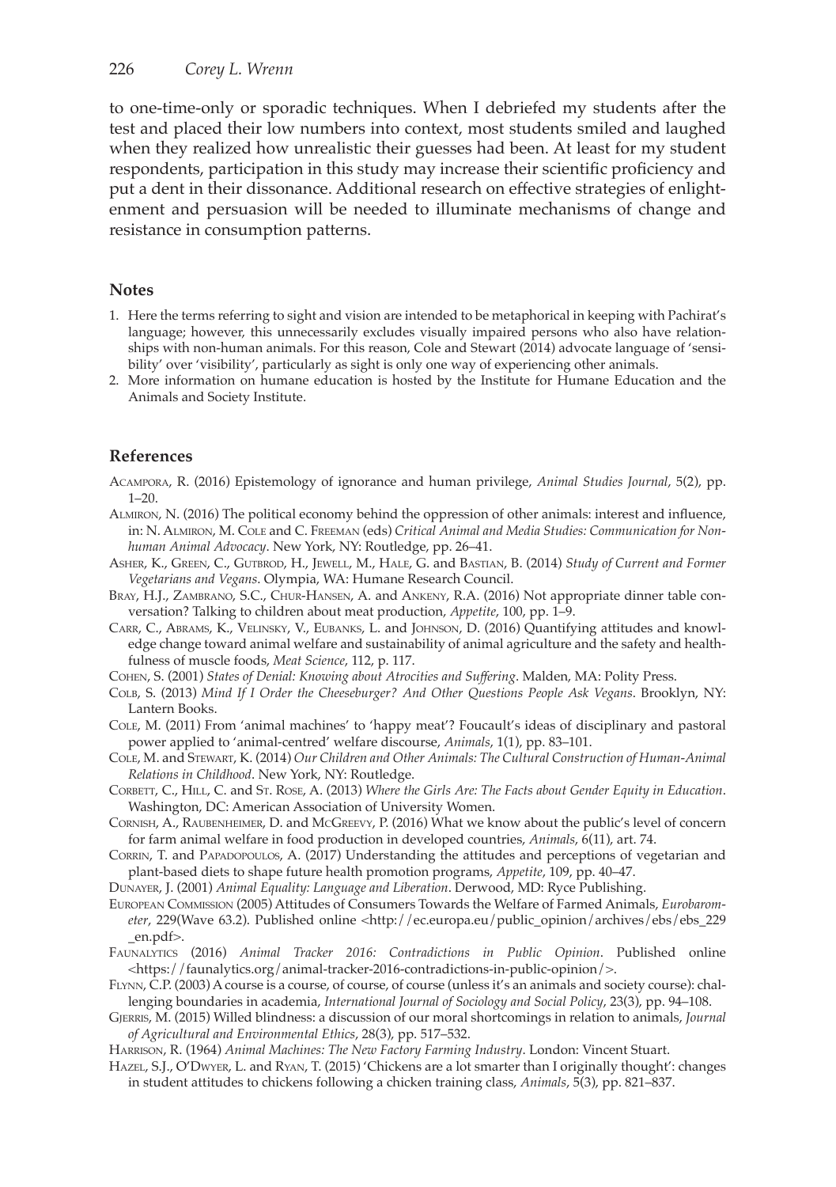to one-time-only or sporadic techniques. When I debriefed my students after the test and placed their low numbers into context, most students smiled and laughed when they realized how unrealistic their guesses had been. At least for my student respondents, participation in this study may increase their scientific proficiency and put a dent in their dissonance. Additional research on effective strategies of enlightenment and persuasion will be needed to illuminate mechanisms of change and resistance in consumption patterns.

## Notes

1. Here the terms referring to sight and vision are intended to be metaphorical in keeping with Pachirat's language; however, this unnecessarily excludes visually impaired persons who also have relationships with non-human animals. For this reason, Cole and Stewart (2014) advocate language of 'sensibility' over 'visibility', particularly as sight is only one way of experiencing other animals.
2. More information on humane education is hosted by the Institute for Humane Education and the Animals and Society Institute.

## References

Acampora, R. (2016) Epistemology of ignorance and human privilege, *Animal Studies Journal*, 5(2), pp. 1–20.

Almiron, N. (2016) The political economy behind the oppression of other animals: interest and influence, in: N. Almiron, M. Cole and C. Freeman (eds) *Critical Animal and Media Studies: Communication for Nonhuman Animal Advocacy*. New York, NY: Routledge, pp. 26–41.

Asher, K., Green, C., Gutbrod, H., Jewell, M., Hale, G. and Bastian, B. (2014) *Study of Current and Former Vegetarians and Vegans*. Olympia, WA: Humane Research Council.

Bray, H.J., Zambrano, S.C., Chur-Hansen, A. and Ankeny, R.A. (2016) Not appropriate dinner table conversation? Talking to children about meat production, *Appetite*, 100, pp. 1–9.

Carr, C., Abrams, K., Velinsky, V., Eubanks, L. and Johnson, D. (2016) Quantifying attitudes and knowledge change toward animal welfare and sustainability of animal agriculture and the safety and healthfulness of muscle foods, *Meat Science*, 112, p. 117.

Cohen, S. (2001) *States of Denial: Knowing about Atrocities and Suffering*. Malden, MA: Polity Press.

Colb, S. (2013) *Mind If I Order the Cheeseburger? And Other Questions People Ask Vegans*. Brooklyn, NY: Lantern Books.

Cole, M. (2011) From 'animal machines' to 'happy meat'? Foucault's ideas of disciplinary and pastoral power applied to 'animal-centred' welfare discourse, *Animals*, 1(1), pp. 83–101.

Cole, M. and Stewart, K. (2014) *Our Children and Other Animals: The Cultural Construction of Human-Animal Relations in Childhood*. New York, NY: Routledge.

Corbett, C., Hill, C. and St. Rose, A. (2013) *Where the Girls Are: The Facts about Gender Equity in Education*. Washington, DC: American Association of University Women.

Cornish, A., Raubenheimer, D. and McGreevy, P. (2016) What we know about the public's level of concern for farm animal welfare in food production in developed countries, *Animals*, 6(11), art. 74.

Corrin, T. and Papadopoulos, A. (2017) Understanding the attitudes and perceptions of vegetarian and plant-based diets to shape future health promotion programs, *Appetite*, 109, pp. 40–47.

Dunayer, J. (2001) *Animal Equality: Language and Liberation*. Derwood, MD: Ryce Publishing.

European Commission (2005) Attitudes of Consumers Towards the Welfare of Farmed Animals, *Eurobarometer*, 229(Wave 63.2). Published online <http://ec.europa.eu/public_opinion/archives/ebs/ebs_229_en.pdf>.

Faunalytics (2016) *Animal Tracker 2016: Contradictions in Public Opinion*. Published online <https://faunalytics.org/animal-tracker-2016-contradictions-in-public-opinion/>.

Flynn, C.P. (2003) A course is a course, of course, of course (unless it's an animals and society course): challenging boundaries in academia, *International Journal of Sociology and Social Policy*, 23(3), pp. 94–108.

Gjerris, M. (2015) Willed blindness: a discussion of our moral shortcomings in relation to animals, *Journal of Agricultural and Environmental Ethics*, 28(3), pp. 517–532.

Harrison, R. (1964) *Animal Machines: The New Factory Farming Industry*. London: Vincent Stuart.

Hazel, S.J., O'Dwyer, L. and Ryan, T. (2015) 'Chickens are a lot smarter than I originally thought': changes in student attitudes to chickens following a chicken training class, *Animals*, 5(3), pp. 821–837.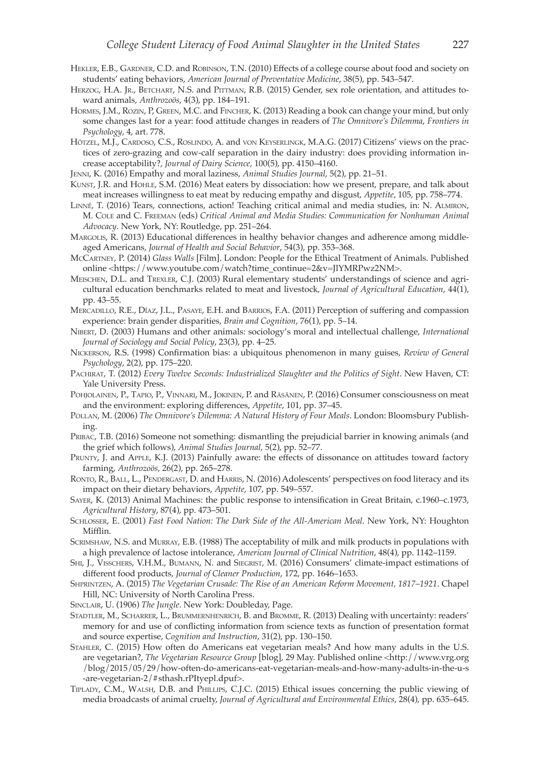Hekler, E.B., Gardner, C.D. and Robinson, T.N. (2010) Effects of a college course about food and society on students' eating behaviors, *American Journal of Preventative Medicine*, 38(5), pp. 543–547.

Herzog, H.A. Jr., Betchart, N.S. and Pittman, R.B. (2015) Gender, sex role orientation, and attitudes toward animals, *Anthrozoös*, 4(3), pp. 184–191.

Hormes, J.M., Rozin, P, Green, M.C. and Fincher, K. (2013) Reading a book can change your mind, but only some changes last for a year: food attitude changes in readers of *The Omnivore's Dilemma*, *Frontiers in Psychology*, 4, art. 778.

Hötzel, M.J., Cardoso, C.S., Roslindo, A. and von Keyserlingk, M.A.G. (2017) Citizens' views on the practices of zero-grazing and cow-calf separation in the dairy industry: does providing information increase acceptability?, *Journal of Dairy Science*, 100(5), pp. 4150–4160.

Jenni, K. (2016) Empathy and moral laziness, *Animal Studies Journal*, 5(2), pp. 21–51.

Kunst, J.R. and Hohle, S.M. (2016) Meat eaters by dissociation: how we present, prepare, and talk about meat increases willingness to eat meat by reducing empathy and disgust, *Appetite*, 105, pp. 758–774.

Linné, T. (2016) Tears, connections, action! Teaching critical animal and media studies, in: N. Almiron, M. Cole and C. Freeman (eds) *Critical Animal and Media Studies: Communication for Nonhuman Animal Advocacy*. New York, NY: Routledge, pp. 251–264.

Margolis, R. (2013) Educational differences in healthy behavior changes and adherence among middle-aged Americans, *Journal of Health and Social Behavior*, 54(3), pp. 353–368.

McCartney, P. (2014) *Glass Walls* [Film]. London: People for the Ethical Treatment of Animals. Published online <https://www.youtube.com/watch?time_continue=2&v=JIYMRPwz2NM>.

Meischen, D.L. and Trexler, C.J. (2003) Rural elementary students' understandings of science and agricultural education benchmarks related to meat and livestock, *Journal of Agricultural Education*, 44(1), pp. 43–55.

Mercadillo, R.E., Díaz, J.L., Pasaye, E.H. and Barrios, F.A. (2011) Perception of suffering and compassion experience: brain gender disparities, *Brain and Cognition*, 76(1), pp. 5–14.

Nibert, D. (2003) Humans and other animals: sociology's moral and intellectual challenge, *International Journal of Sociology and Social Policy*, 23(3), pp. 4–25.

Nickerson, R.S. (1998) Confirmation bias: a ubiquitous phenomenon in many guises, *Review of General Psychology*, 2(2), pp. 175–220.

Pachirat, T. (2012) *Every Twelve Seconds: Industrialized Slaughter and the Politics of Sight*. New Haven, CT: Yale University Press.

Pohjolainen, P., Tapio, P., Vinnari, M., Jokinen, P. and Räsänen, P. (2016) Consumer consciousness on meat and the environment: exploring differences, *Appetite*, 101, pp. 37–45.

Pollan, M. (2006) *The Omnivore's Dilemma: A Natural History of Four Meals*. London: Bloomsbury Publishing.

Pribac, T.B. (2016) Someone not something: dismantling the prejudicial barrier in knowing animals (and the grief which follows), *Animal Studies Journal*, 5(2), pp. 52–77.

Prunty, J. and Apple, K.J. (2013) Painfully aware: the effects of dissonance on attitudes toward factory farming, *Anthrozoös*, 26(2), pp. 265–278.

Ronto, R., Ball, L., Pendergast, D. and Harris, N. (2016) Adolescents' perspectives on food literacy and its impact on their dietary behaviors, *Appetite*, 107, pp. 549–557.

Sayer, K. (2013) Animal Machines: the public response to intensification in Great Britain, c.1960–c.1973, *Agricultural History*, 87(4), pp. 473–501.

Schlosser, E. (2001) *Fast Food Nation: The Dark Side of the All-American Meal*. New York, NY: Houghton Mifflin.

Scrimshaw, N.S. and Murray, E.B. (1988) The acceptability of milk and milk products in populations with a high prevalence of lactose intolerance, *American Journal of Clinical Nutrition*, 48(4), pp. 1142–1159.

Shi, J., Visschers, V.H.M., Bumann, N. and Siegrist, M. (2016) Consumers' climate-impact estimations of different food products, *Journal of Cleaner Production*, 172, pp. 1646–1653.

Shprintzen, A. (2015) *The Vegetarian Crusade: The Rise of an American Reform Movement, 1817–1921*. Chapel Hill, NC: University of North Carolina Press.

Sinclair, U. (1906) *The Jungle*. New York: Doubleday, Page.

Stadtler, M., Scharrer, L., Brummernhenrich, B. and Bromme, R. (2013) Dealing with uncertainty: readers' memory for and use of conflicting information from science texts as function of presentation format and source expertise, *Cognition and Instruction*, 31(2), pp. 130–150.

Stahler, C. (2015) How often do Americans eat vegetarian meals? And how many adults in the U.S. are vegetarian?, *The Vegetarian Resource Group* [blog], 29 May. Published online <http://www.vrg.org/blog/2015/05/29/how-often-do-americans-eat-vegetarian-meals-and-how-many-adults-in-the-u-s-are-vegetarian-2/#sthash.rPItyepl.dpuf>.

Tiplady, C.M., Walsh, D.B. and Phillips, C.J.C. (2015) Ethical issues concerning the public viewing of media broadcasts of animal cruelty, *Journal of Agricultural and Environmental Ethics*, 28(4), pp. 635–645.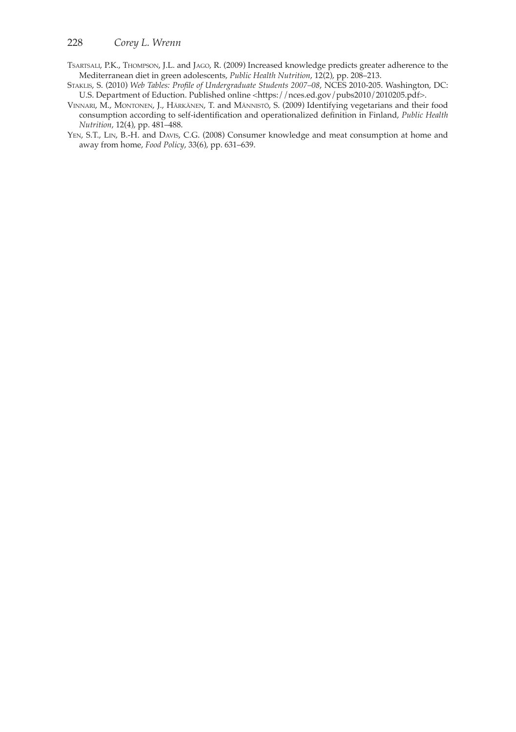Tsartsali, P.K., Thompson, J.L. and Jago, R. (2009) Increased knowledge predicts greater adherence to the Mediterranean diet in green adolescents, *Public Health Nutrition*, 12(2), pp. 208–213.

Staklis, S. (2010) *Web Tables: Profile of Undergraduate Students 2007–08*, NCES 2010-205. Washington, DC: U.S. Department of Eduction. Published online <https://nces.ed.gov/pubs2010/2010205.pdf>.

Vinnari, M., Montonen, J., Härkänen, T. and Männistö, S. (2009) Identifying vegetarians and their food consumption according to self-identification and operationalized definition in Finland, *Public Health Nutrition*, 12(4), pp. 481–488.

Yen, S.T., Lin, B.-H. and Davis, C.G. (2008) Consumer knowledge and meat consumption at home and away from home, *Food Policy*, 33(6), pp. 631–639.